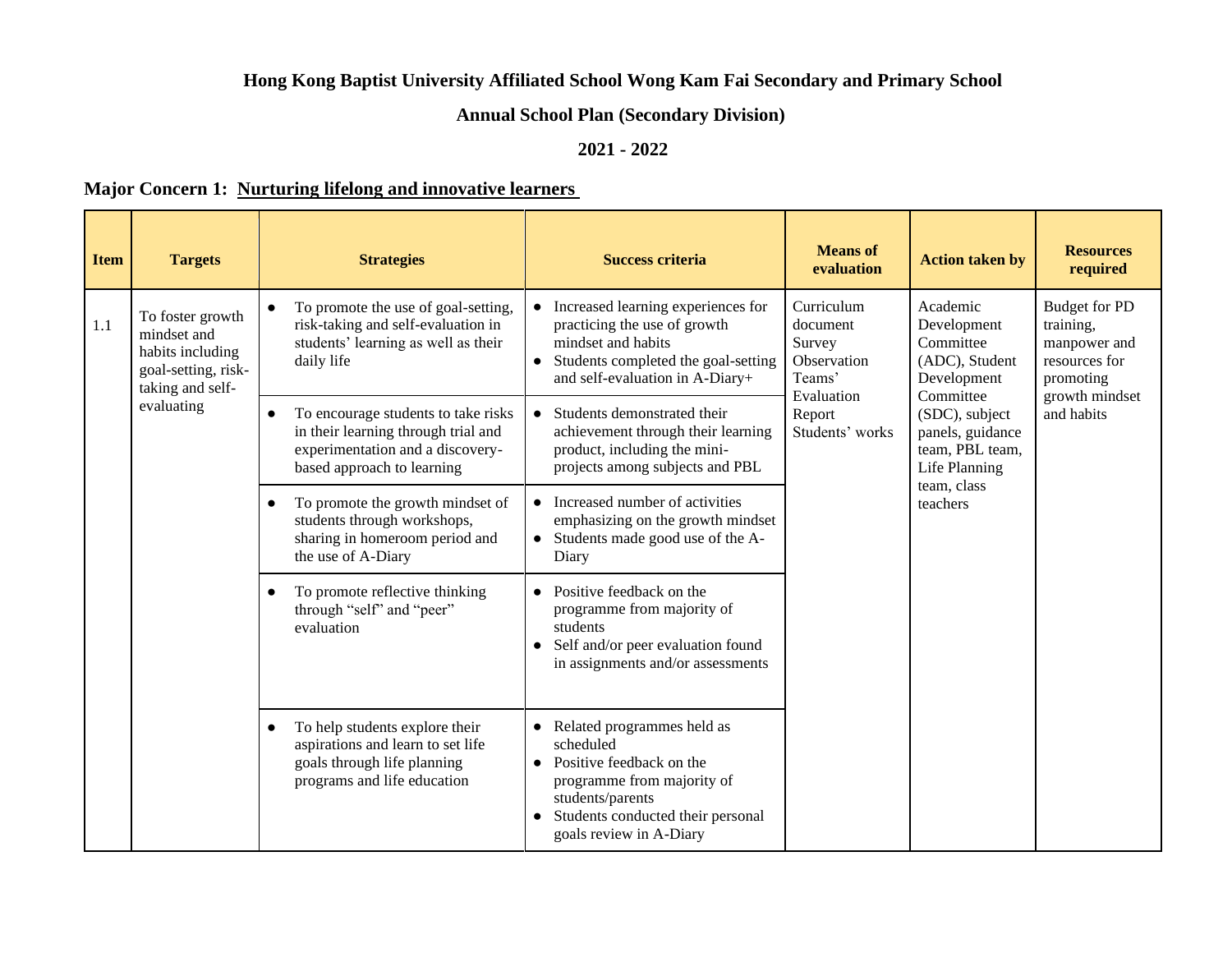# Hong Kong Baptist University Affiliated School Wong Kam Fai Secondary and Primary School

## Annual School Plan (Secondary Division)

## 2021 - 2022

### Major Concern 1: <u>Nurturing lifelong and innovative learners</u>

| Item | Targets | Strategies | Success criteria | Means of evaluation | Action taken by | Resources required |
|---|---|---|---|---|---|---|
| 1.1 | To foster growth mindset and habits including goal-setting, risk-taking and self-evaluating | • To promote the use of goal-setting, risk-taking and self-evaluation in students' learning as well as their daily life | • Increased learning experiences for practicing the use of growth mindset and habits<br>• Students completed the goal-setting and self-evaluation in A-Diary+ | Curriculum document<br>Survey<br>Observation<br>Teams' Evaluation Report<br>Students' works | Academic Development Committee (ADC), Student Development Committee (SDC), subject panels, guidance team, PBL team, Life Planning team, class teachers | Budget for PD training, manpower and resources for promoting growth mindset and habits |
| | | • To encourage students to take risks in their learning through trial and experimentation and a discovery-based approach to learning | • Students demonstrated their achievement through their learning product, including the mini-projects among subjects and PBL | | | |
| | | • To promote the growth mindset of students through workshops, sharing in homeroom period and the use of A-Diary | • Increased number of activities emphasizing on the growth mindset<br>• Students made good use of the A-Diary | | | |
| | | • To promote reflective thinking through "self" and "peer" evaluation | • Positive feedback on the programme from majority of students<br>• Self and/or peer evaluation found in assignments and/or assessments | | | |
| | | • To help students explore their aspirations and learn to set life goals through life planning programs and life education | • Related programmes held as scheduled<br>• Positive feedback on the programme from majority of students/parents<br>• Students conducted their personal goals review in A-Diary | | | |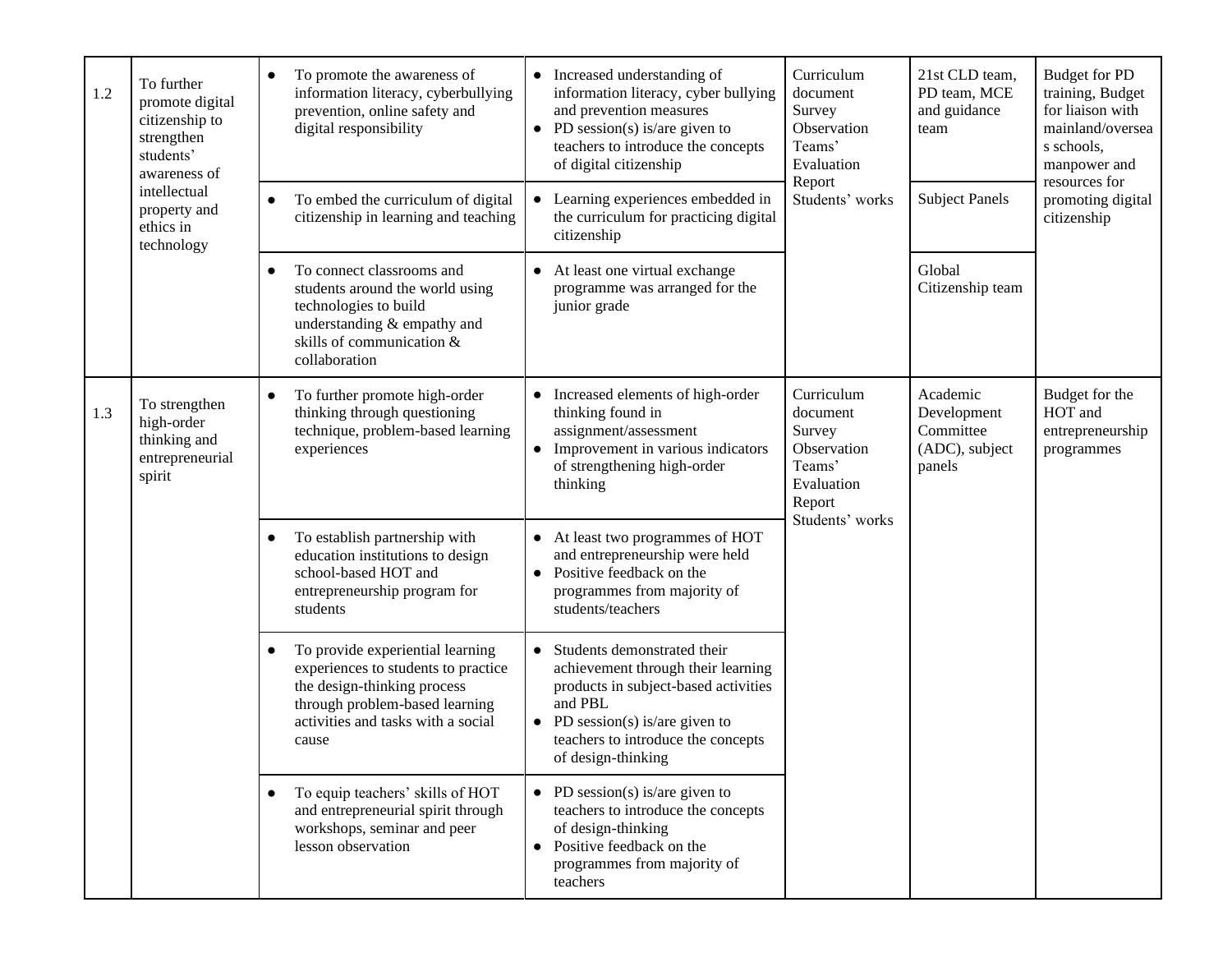| | | | | | | |
|---|---|---|---|---|---|---|
| 1.2 | To further promote digital citizenship to strengthen students' awareness of intellectual property and ethics in technology | • To promote the awareness of information literacy, cyberbullying prevention, online safety and digital responsibility | • Increased understanding of information literacy, cyber bullying and prevention measures<br>• PD session(s) is/are given to teachers to introduce the concepts of digital citizenship | Curriculum document<br>Survey<br>Observation<br>Teams' Evaluation Report<br>Students' works | 21st CLD team, PD team, MCE and guidance team | Budget for PD training, Budget for liaison with mainland/overseas schools, manpower and resources for promoting digital citizenship |
| | | • To embed the curriculum of digital citizenship in learning and teaching | • Learning experiences embedded in the curriculum for practicing digital citizenship | | Subject Panels | |
| | | • To connect classrooms and students around the world using technologies to build understanding & empathy and skills of communication & collaboration | • At least one virtual exchange programme was arranged for the junior grade | | Global Citizenship team | |
| 1.3 | To strengthen high-order thinking and entrepreneurial spirit | • To further promote high-order thinking through questioning technique, problem-based learning experiences | • Increased elements of high-order thinking found in assignment/assessment<br>• Improvement in various indicators of strengthening high-order thinking | Curriculum document<br>Survey<br>Observation<br>Teams' Evaluation Report<br>Students' works | Academic Development Committee (ADC), subject panels | Budget for the HOT and entrepreneurship programmes |
| | | • To establish partnership with education institutions to design school-based HOT and entrepreneurship program for students | • At least two programmes of HOT and entrepreneurship were held<br>• Positive feedback on the programmes from majority of students/teachers | | | |
| | | • To provide experiential learning experiences to students to practice the design-thinking process through problem-based learning activities and tasks with a social cause | • Students demonstrated their achievement through their learning products in subject-based activities and PBL<br>• PD session(s) is/are given to teachers to introduce the concepts of design-thinking | | | |
| | | • To equip teachers' skills of HOT and entrepreneurial spirit through workshops, seminar and peer lesson observation | • PD session(s) is/are given to teachers to introduce the concepts of design-thinking<br>• Positive feedback on the programmes from majority of teachers | | | |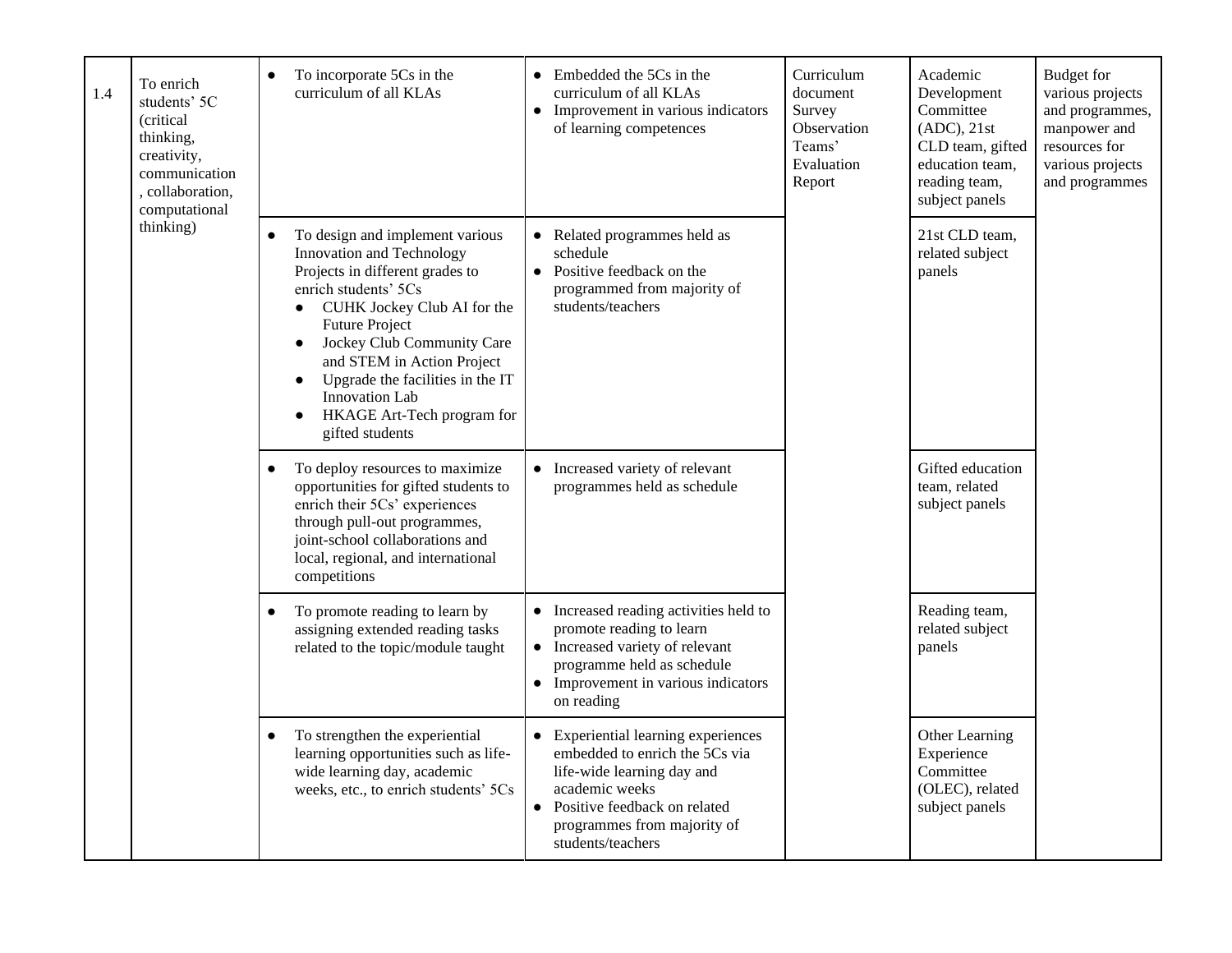| | | | | | | |
|---|---|---|---|---|---|---|
| 1.4 | To enrich students' 5C (critical thinking, creativity, communication, collaboration, computational thinking) | • To incorporate 5Cs in the curriculum of all KLAs | • Embedded the 5Cs in the curriculum of all KLAs<br>• Improvement in various indicators of learning competences | Curriculum document<br>Survey<br>Observation<br>Teams' Evaluation Report | Academic Development Committee (ADC), 21st CLD team, gifted education team, reading team, subject panels | Budget for various projects and programmes, manpower and resources for various projects and programmes |
| | | • To design and implement various Innovation and Technology Projects in different grades to enrich students' 5Cs<br>  ◦ CUHK Jockey Club AI for the Future Project<br>  ◦ Jockey Club Community Care and STEM in Action Project<br>  ◦ Upgrade the facilities in the IT Innovation Lab<br>  ◦ HKAGE Art-Tech program for gifted students | • Related programmes held as schedule<br>• Positive feedback on the programmed from majority of students/teachers | | 21st CLD team, related subject panels | |
| | | • To deploy resources to maximize opportunities for gifted students to enrich their 5Cs' experiences through pull-out programmes, joint-school collaborations and local, regional, and international competitions | • Increased variety of relevant programmes held as schedule | | Gifted education team, related subject panels | |
| | | • To promote reading to learn by assigning extended reading tasks related to the topic/module taught | • Increased reading activities held to promote reading to learn<br>• Increased variety of relevant programme held as schedule<br>• Improvement in various indicators on reading | | Reading team, related subject panels | |
| | | • To strengthen the experiential learning opportunities such as life-wide learning day, academic weeks, etc., to enrich students' 5Cs | • Experiential learning experiences embedded to enrich the 5Cs via life-wide learning day and academic weeks<br>• Positive feedback on related programmes from majority of students/teachers | | Other Learning Experience Committee (OLEC), related subject panels | |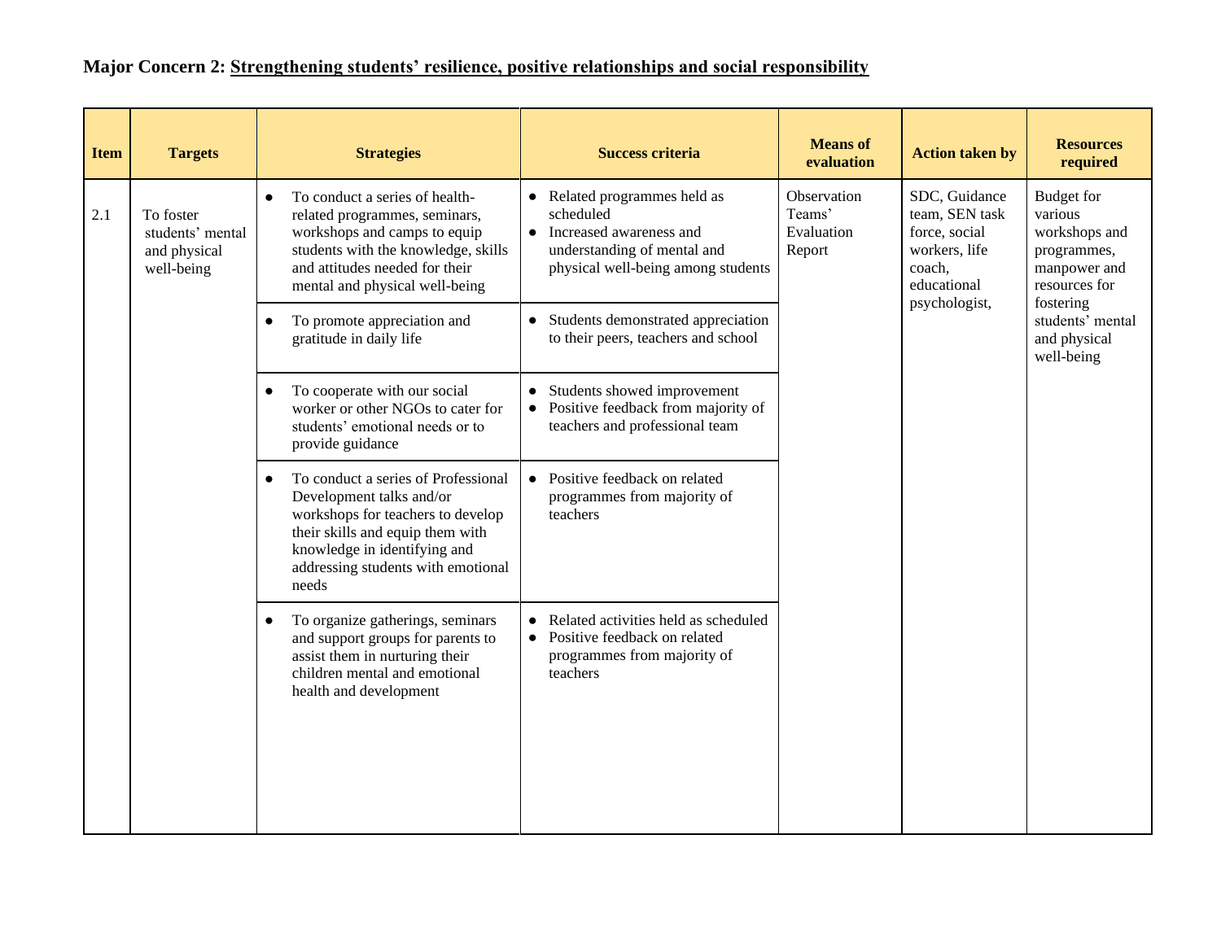**Major Concern 2: Strengthening students' resilience, positive relationships and social responsibility**

| Item | Targets | Strategies | Success criteria | Means of evaluation | Action taken by | Resources required |
|---|---|---|---|---|---|---|
| 2.1 | To foster students' mental and physical well-being | • To conduct a series of health-related programmes, seminars, workshops and camps to equip students with the knowledge, skills and attitudes needed for their mental and physical well-being | • Related programmes held as scheduled<br>• Increased awareness and understanding of mental and physical well-being among students | Observation Teams' Evaluation Report | SDC, Guidance team, SEN task force, social workers, life coach, educational psychologist, | Budget for various workshops and programmes, manpower and resources for fostering students' mental and physical well-being |
| | | • To promote appreciation and gratitude in daily life | • Students demonstrated appreciation to their peers, teachers and school | | | |
| | | • To cooperate with our social worker or other NGOs to cater for students' emotional needs or to provide guidance | • Students showed improvement<br>• Positive feedback from majority of teachers and professional team | | | |
| | | • To conduct a series of Professional Development talks and/or workshops for teachers to develop their skills and equip them with knowledge in identifying and addressing students with emotional needs | • Positive feedback on related programmes from majority of teachers | | | |
| | | • To organize gatherings, seminars and support groups for parents to assist them in nurturing their children mental and emotional health and development | • Related activities held as scheduled<br>• Positive feedback on related programmes from majority of teachers | | | |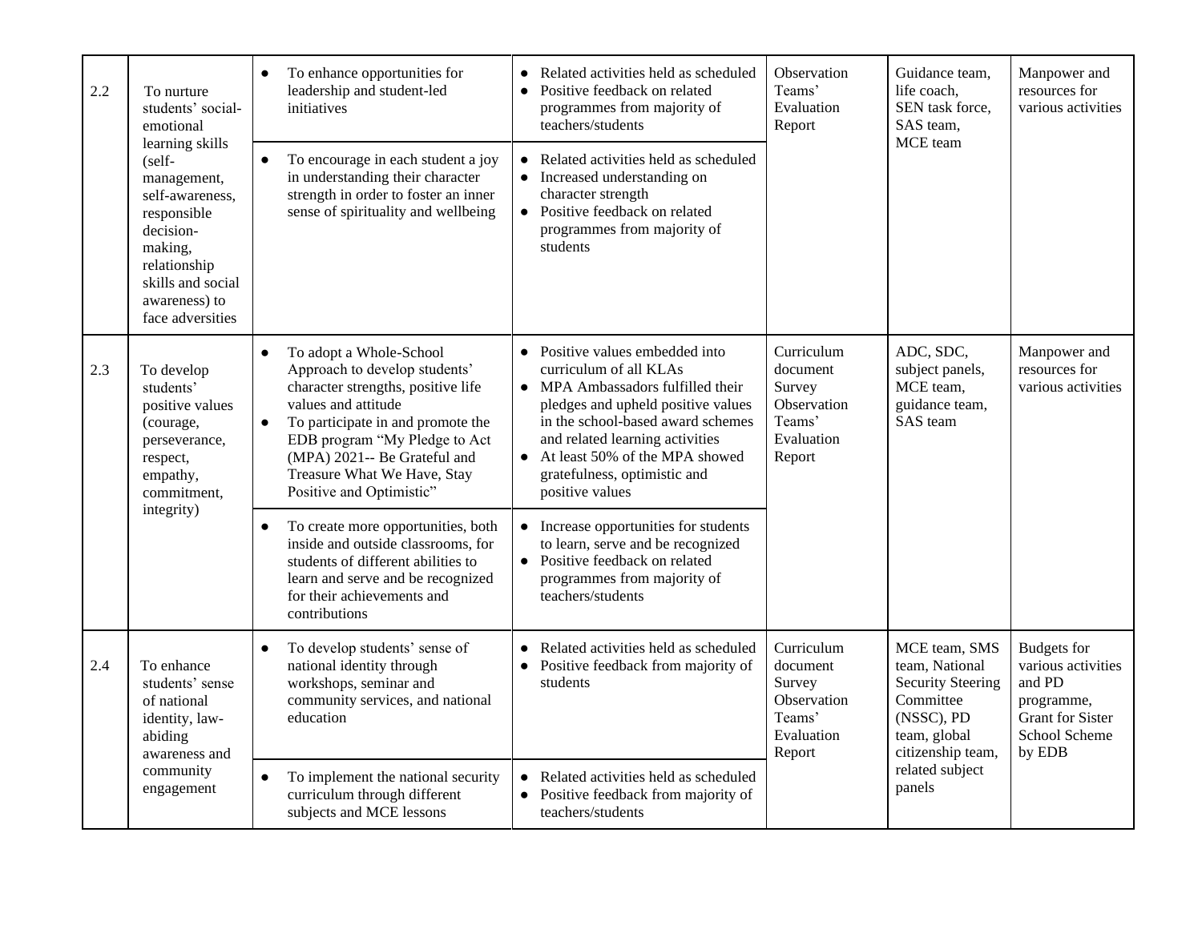| | | | | | | |
|---|---|---|---|---|---|---|
| 2.2 | To nurture students' social-emotional learning skills (self-management, self-awareness, responsible decision-making, relationship skills and social awareness) to face adversities | • To enhance opportunities for leadership and student-led initiatives | • Related activities held as scheduled<br>• Positive feedback on related programmes from majority of teachers/students | Observation Teams' Evaluation Report | Guidance team, life coach, SEN task force, SAS team, MCE team | Manpower and resources for various activities |
| | | • To encourage in each student a joy in understanding their character strength in order to foster an inner sense of spirituality and wellbeing | • Related activities held as scheduled<br>• Increased understanding on character strength<br>• Positive feedback on related programmes from majority of students | | | |
| 2.3 | To develop students' positive values (courage, perseverance, respect, empathy, commitment, integrity) | • To adopt a Whole-School Approach to develop students' character strengths, positive life values and attitude<br>• To participate in and promote the EDB program "My Pledge to Act (MPA) 2021-- Be Grateful and Treasure What We Have, Stay Positive and Optimistic" | • Positive values embedded into curriculum of all KLAs<br>• MPA Ambassadors fulfilled their pledges and upheld positive values in the school-based award schemes and related learning activities<br>• At least 50% of the MPA showed gratefulness, optimistic and positive values | Curriculum document<br>Survey<br>Observation Teams' Evaluation Report | ADC, SDC, subject panels, MCE team, guidance team, SAS team | Manpower and resources for various activities |
| | | • To create more opportunities, both inside and outside classrooms, for students of different abilities to learn and serve and be recognized for their achievements and contributions | • Increase opportunities for students to learn, serve and be recognized<br>• Positive feedback on related programmes from majority of teachers/students | | | |
| 2.4 | To enhance students' sense of national identity, law-abiding awareness and community engagement | • To develop students' sense of national identity through workshops, seminar and community services, and national education | • Related activities held as scheduled<br>• Positive feedback from majority of students | Curriculum document<br>Survey<br>Observation Teams' Evaluation Report | MCE team, SMS team, National Security Steering Committee (NSSC), PD team, global citizenship team, related subject panels | Budgets for various activities and PD programme, Grant for Sister School Scheme by EDB |
| | | • To implement the national security curriculum through different subjects and MCE lessons | • Related activities held as scheduled<br>• Positive feedback from majority of teachers/students | | | |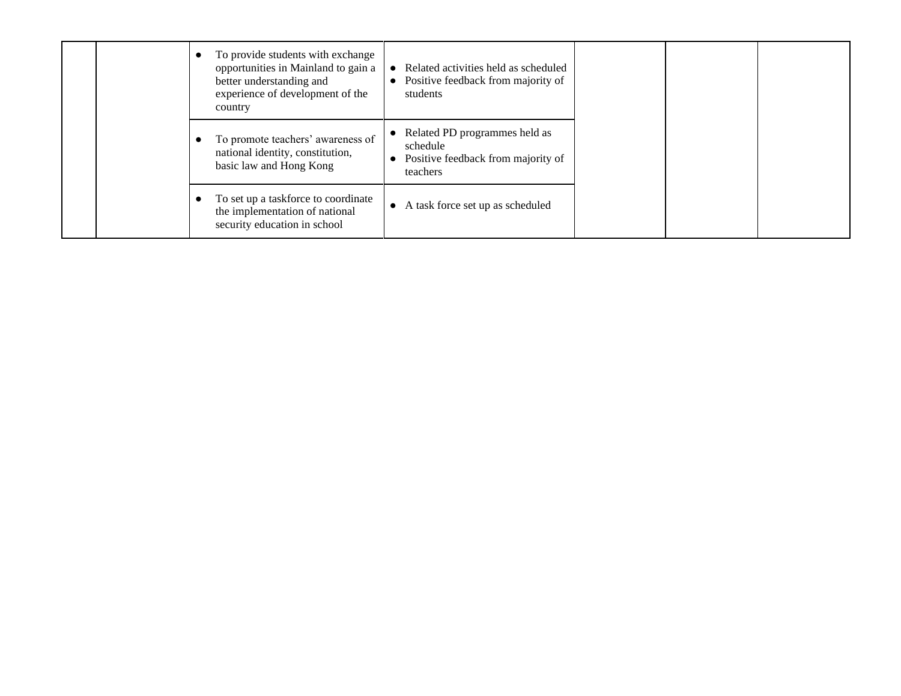| | | | | | | |
|---|---|---|---|---|---|---|
| | | • To provide students with exchange opportunities in Mainland to gain a better understanding and experience of development of the country | • Related activities held as scheduled<br>• Positive feedback from majority of students | | | |
| | | • To promote teachers' awareness of national identity, constitution, basic law and Hong Kong | • Related PD programmes held as schedule<br>• Positive feedback from majority of teachers | | | |
| | | • To set up a taskforce to coordinate the implementation of national security education in school | • A task force set up as scheduled | | | |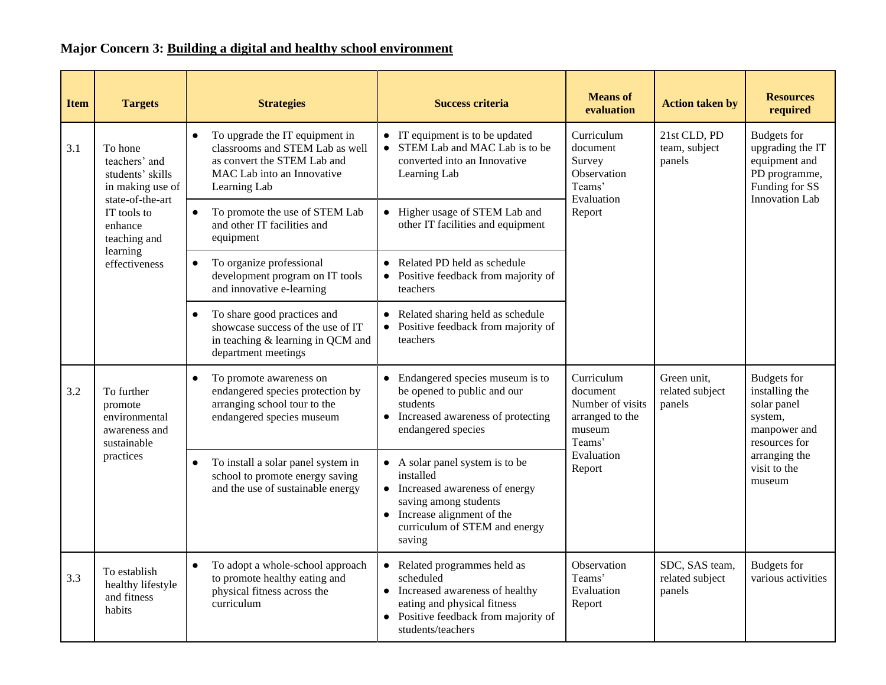**Major Concern 3: Building a digital and healthy school environment**

| Item | Targets | Strategies | Success criteria | Means of evaluation | Action taken by | Resources required |
|---|---|---|---|---|---|---|
| 3.1 | To hone teachers' and students' skills in making use of state-of-the-art IT tools to enhance teaching and learning effectiveness | • To upgrade the IT equipment in classrooms and STEM Lab as well as convert the STEM Lab and MAC Lab into an Innovative Learning Lab | • IT equipment is to be updated<br>• STEM Lab and MAC Lab is to be converted into an Innovative Learning Lab | Curriculum document<br>Survey<br>Observation<br>Teams' Evaluation Report | 21st CLD, PD team, subject panels | Budgets for upgrading the IT equipment and PD programme, Funding for SS Innovation Lab |
| | | • To promote the use of STEM Lab and other IT facilities and equipment | • Higher usage of STEM Lab and other IT facilities and equipment | | | |
| | | • To organize professional development program on IT tools and innovative e-learning | • Related PD held as schedule<br>• Positive feedback from majority of teachers | | | |
| | | • To share good practices and showcase success of the use of IT in teaching & learning in QCM and department meetings | • Related sharing held as schedule<br>• Positive feedback from majority of teachers | | | |
| 3.2 | To further promote environmental awareness and sustainable practices | • To promote awareness on endangered species protection by arranging school tour to the endangered species museum | • Endangered species museum is to be opened to public and our students<br>• Increased awareness of protecting endangered species | Curriculum document<br>Number of visits arranged to the museum<br>Teams' Evaluation Report | Green unit, related subject panels | Budgets for installing the solar panel system, manpower and resources for arranging the visit to the museum |
| | | • To install a solar panel system in school to promote energy saving and the use of sustainable energy | • A solar panel system is to be installed<br>• Increased awareness of energy saving among students<br>• Increase alignment of the curriculum of STEM and energy saving | | | |
| 3.3 | To establish healthy lifestyle and fitness habits | • To adopt a whole-school approach to promote healthy eating and physical fitness across the curriculum | • Related programmes held as scheduled<br>• Increased awareness of healthy eating and physical fitness<br>• Positive feedback from majority of students/teachers | Observation<br>Teams' Evaluation Report | SDC, SAS team, related subject panels | Budgets for various activities |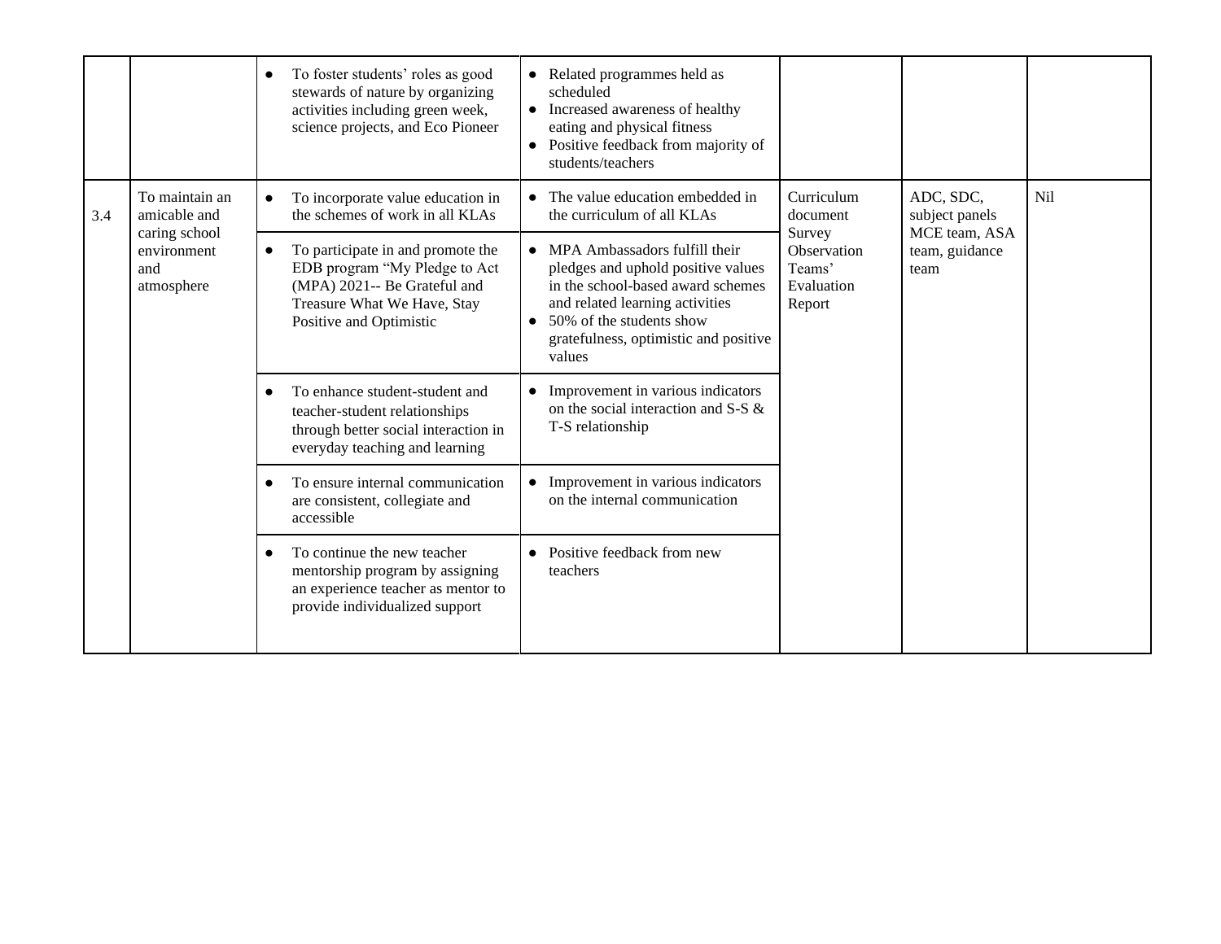| | | | | | | |
|---|---|---|---|---|---|---|
| | | • To foster students' roles as good stewards of nature by organizing activities including green week, science projects, and Eco Pioneer | • Related programmes held as scheduled<br>• Increased awareness of healthy eating and physical fitness<br>• Positive feedback from majority of students/teachers | | | |
| 3.4 | To maintain an amicable and caring school environment and atmosphere | • To incorporate value education in the schemes of work in all KLAs | • The value education embedded in the curriculum of all KLAs | Curriculum document<br>Survey<br>Observation<br>Teams' Evaluation Report | ADC, SDC, subject panels<br>MCE team, ASA team, guidance team | Nil |
| | | • To participate in and promote the EDB program "My Pledge to Act (MPA) 2021-- Be Grateful and Treasure What We Have, Stay Positive and Optimistic | • MPA Ambassadors fulfill their pledges and uphold positive values in the school-based award schemes and related learning activities<br>• 50% of the students show gratefulness, optimistic and positive values | | | |
| | | • To enhance student-student and teacher-student relationships through better social interaction in everyday teaching and learning | • Improvement in various indicators on the social interaction and S-S & T-S relationship | | | |
| | | • To ensure internal communication are consistent, collegiate and accessible | • Improvement in various indicators on the internal communication | | | |
| | | • To continue the new teacher mentorship program by assigning an experience teacher as mentor to provide individualized support | • Positive feedback from new teachers | | | |